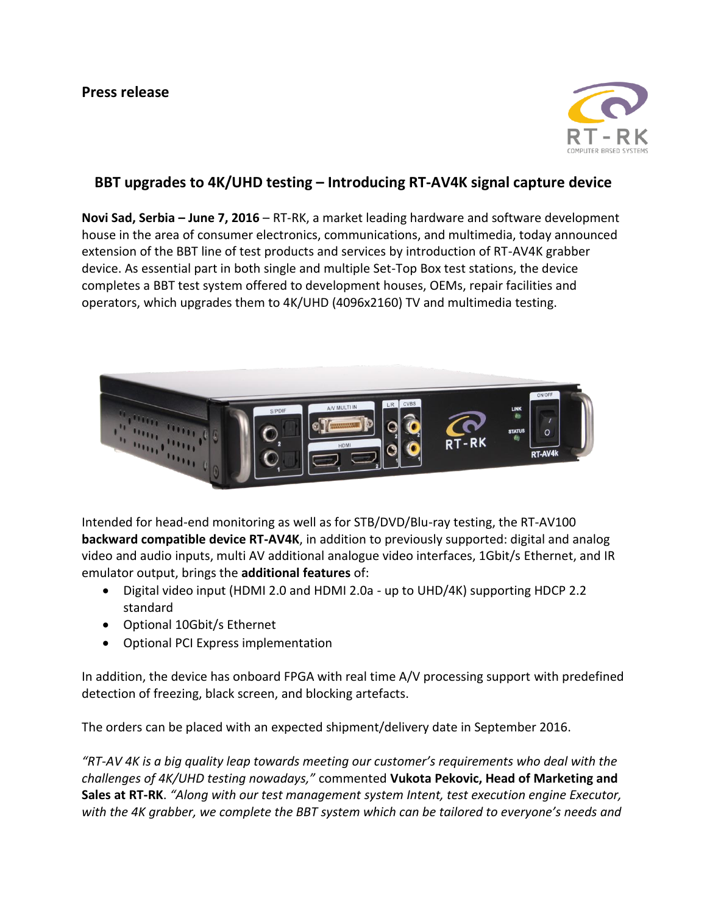Press release

## BBT upgrades to 4K/UHD testing – Introducing RT-AV4K signal capture device

**Novi Sad, Serbia – June 7, 2016** – RT-RK, a market leading hardware and software development house in the area of consumer electronics, communications, and multimedia, today announced extension of the BBT line of test products and services by introduction of RT-AV4K grabber device. As essential part in both single and multiple Set-Top Box test stations, the device completes a BBT test system offered to development houses, OEMs, repair facilities and operators, which upgrades them to 4K/UHD (4096x2160) TV and multimedia testing.

Intended for head-end monitoring as well as for STB/DVD/Blu-ray testing, the RT-AV100 **backward compatible device RT-AV4K**, in addition to previously supported: digital and analog video and audio inputs, multi AV additional analogue video interfaces, 1Gbit/s Ethernet, and IR emulator output, brings the **additional features** of:

- Digital video input (HDMI 2.0 and HDMI 2.0a - up to UHD/4K) supporting HDCP 2.2 standard
- Optional 10Gbit/s Ethernet
- Optional PCI Express implementation

In addition, the device has onboard FPGA with real time A/V processing support with predefined detection of freezing, black screen, and blocking artefacts.

The orders can be placed with an expected shipment/delivery date in September 2016.

*"RT-AV 4K is a big quality leap towards meeting our customer's requirements who deal with the challenges of 4K/UHD testing nowadays,"* commented **Vukota Pekovic, Head of Marketing and Sales at RT-RK**. *"Along with our test management system Intent, test execution engine Executor, with the 4K grabber, we complete the BBT system which can be tailored to everyone's needs and*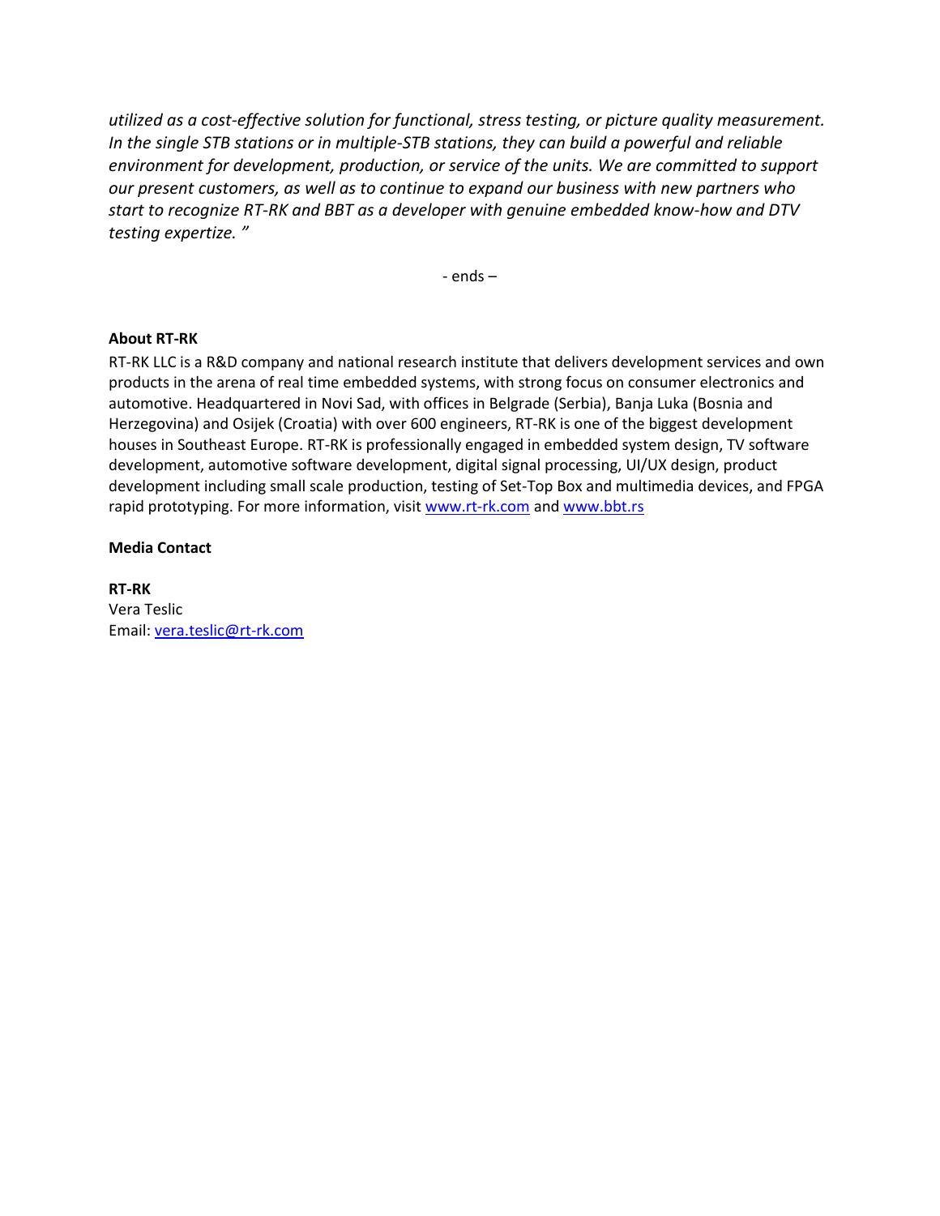*utilized as a cost-effective solution for functional, stress testing, or picture quality measurement. In the single STB stations or in multiple-STB stations, they can build a powerful and reliable environment for development, production, or service of the units. We are committed to suppor our present customers, as well as to continue to expand our business with new partners who start to recognize RT-RK and BBT as a developer with genuine embedded know-how and DTV testing expertize. "*

- ends –

**About RT-RK**

RT-RK LLC is a R&D company and national research institute that delivers development services and own products in the arena of real time embedded systems, with strong focus on consumer electronics and automotive. Headquartered in Novi Sad, with offices in Belgrade (Serbia), Banja Luka (Bosnia and Herzegovina) and Osijek (Croatia) with over 600 engineers, RT-RK is one of the biggest development houses in Southeast Europe. RT-RK is professionally engaged in embedded system design, TV software development, automotive software development, digital signal processing, UI/UX design, product development including small scale production, testing of Set-Top Box and multimedia devices, and FPGA rapid prototyping. For more information, visit [www.rt-rk.com](http://www.rt-rk.com) and [www.bbt.rs](http://www.bbt.rs)

**Media Contact**

**RT-RK**
Vera Teslic
Email: [vera.teslic@rt-rk.com](mailto:vera.teslic@rt-rk.com)